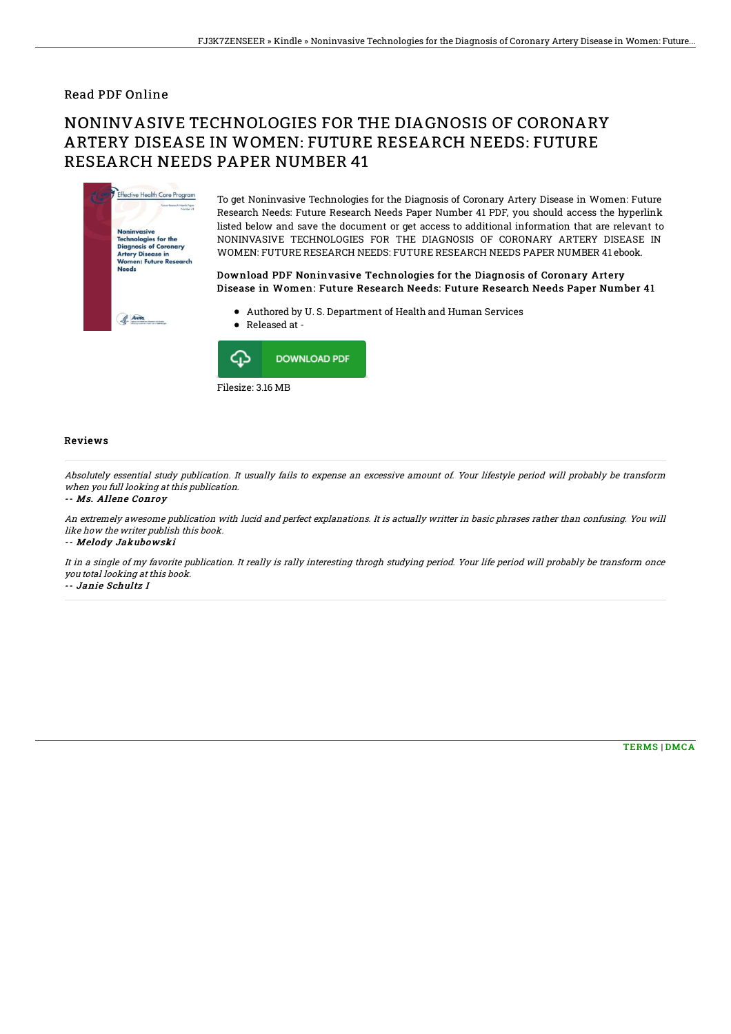Read PDF Online

# NONINVASIVE TECHNOLOGIES FOR THE DIAGNOSIS OF CORONARY ARTERY DISEASE IN WOMEN: FUTURE RESEARCH NEEDS: FUTURE RESEARCH NEEDS PAPER NUMBER 41

To get Noninvasive Technologies for the Diagnosis of Coronary Artery Disease in Women: Future Research Needs: Future Research Needs Paper Number 41 PDF, you should access the hyperlink listed below and save the document or get access to additional information that are relevant to NONINVASIVE TECHNOLOGIES FOR THE DIAGNOSIS OF CORONARY ARTERY DISEASE IN WOMEN: FUTURE RESEARCH NEEDS: FUTURE RESEARCH NEEDS PAPER NUMBER 41 ebook.

### Download PDF Noninvasive Technologies for the Diagnosis of Coronary Artery Disease in Women: Future Research Needs: Future Research Needs Paper Number 41

- Authored by U. S. Department of Health and Human Services
- Released at -

DOWNLOAD PDF

Filesize: 3.16 MB

## Reviews

*Absolutely essential study publication. It usually fails to expense an excessive amount of. Your lifestyle period will probably be transform when you full looking at this publication.*

-- ***Ms. Allene Conroy***

*An extremely awesome publication with lucid and perfect explanations. It is actually writter in basic phrases rather than confusing. You will like how the writer publish this book.*

-- ***Melody Jakubowski***

*It in a single of my favorite publication. It really is rally interesting throgh studying period. Your life period will probably be transform once you total looking at this book.*

-- ***Janie Schultz I***

TERMS | DMCA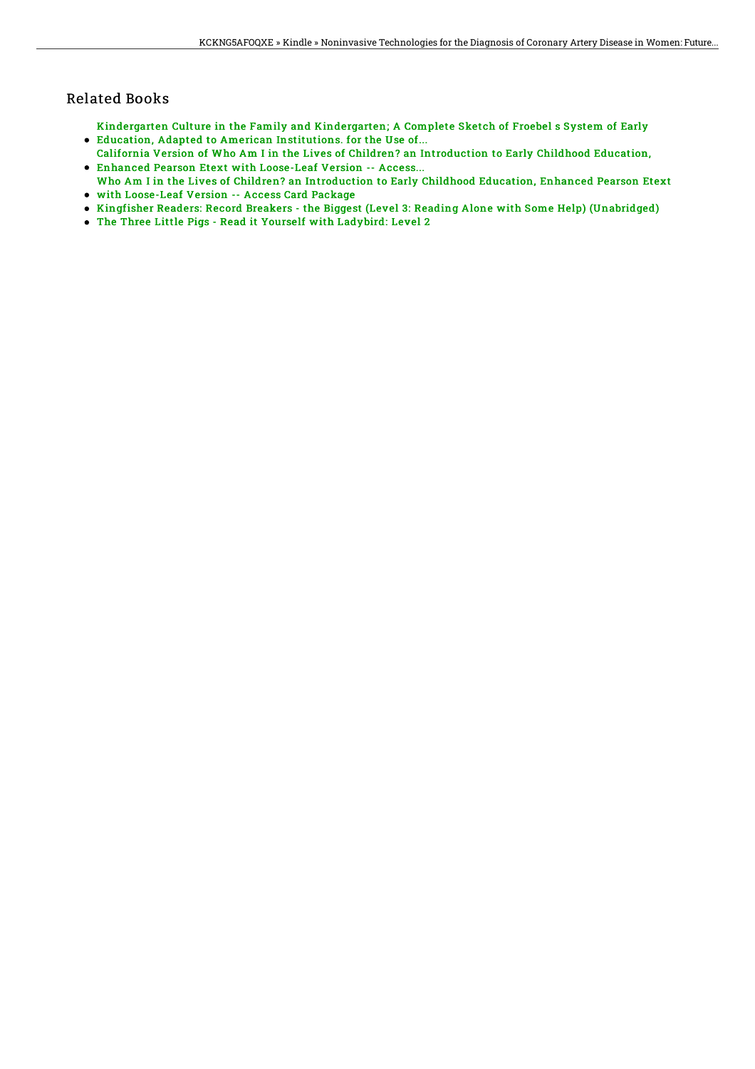## Related Books

- Kindergarten Culture in the Family and Kindergarten; A Complete Sketch of Froebel s System of Early Education, Adapted to American Institutions. for the Use of...
- California Version of Who Am I in the Lives of Children? an Introduction to Early Childhood Education, Enhanced Pearson Etext with Loose-Leaf Version -- Access...
- Who Am I in the Lives of Children? an Introduction to Early Childhood Education, Enhanced Pearson Etext with Loose-Leaf Version -- Access Card Package
- Kingfisher Readers: Record Breakers - the Biggest (Level 3: Reading Alone with Some Help) (Unabridged)
- The Three Little Pigs - Read it Yourself with Ladybird: Level 2